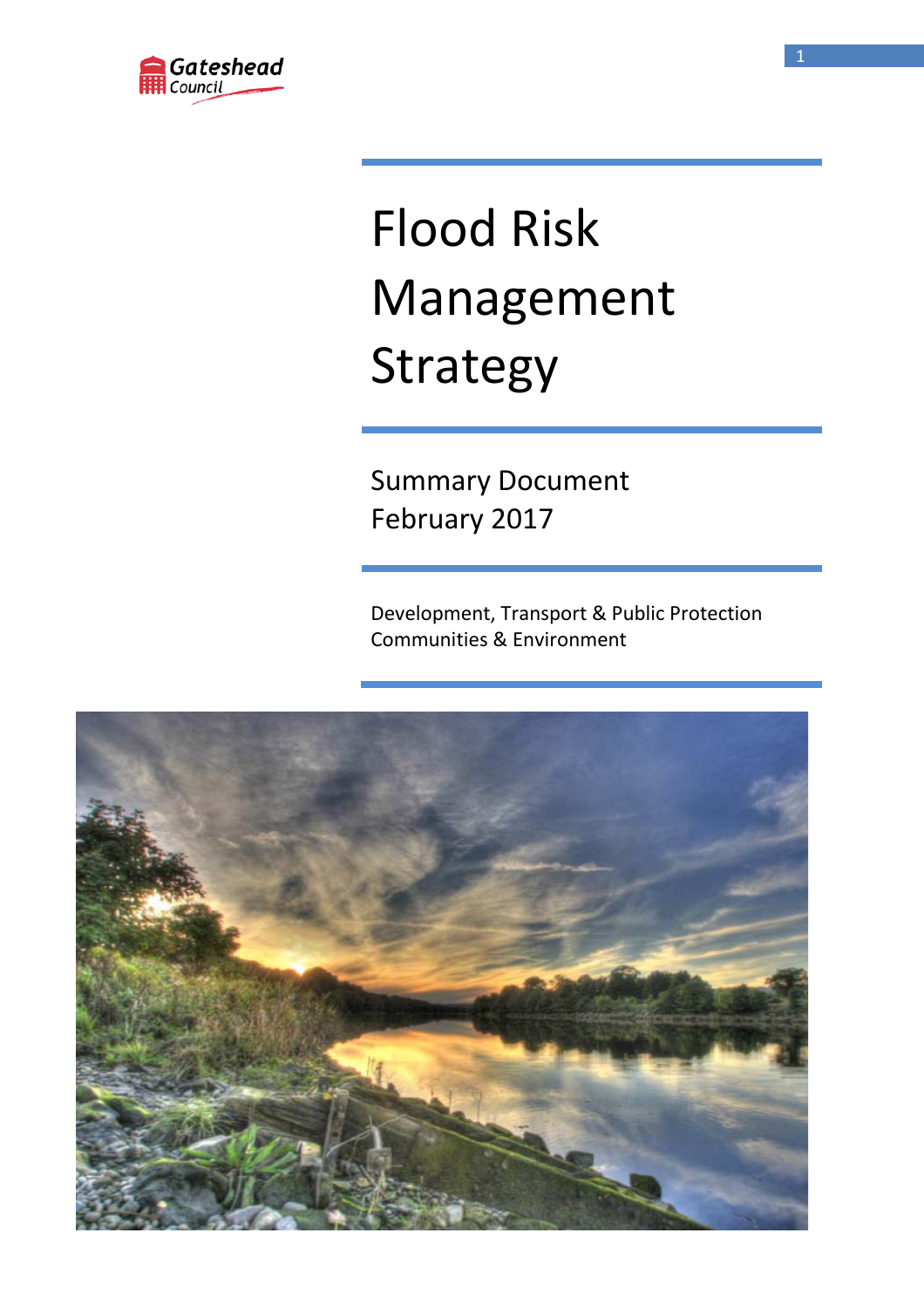Gateshead Council

# Flood Risk Management Strategy

Summary Document
February 2017

Development, Transport & Public Protection
Communities & Environment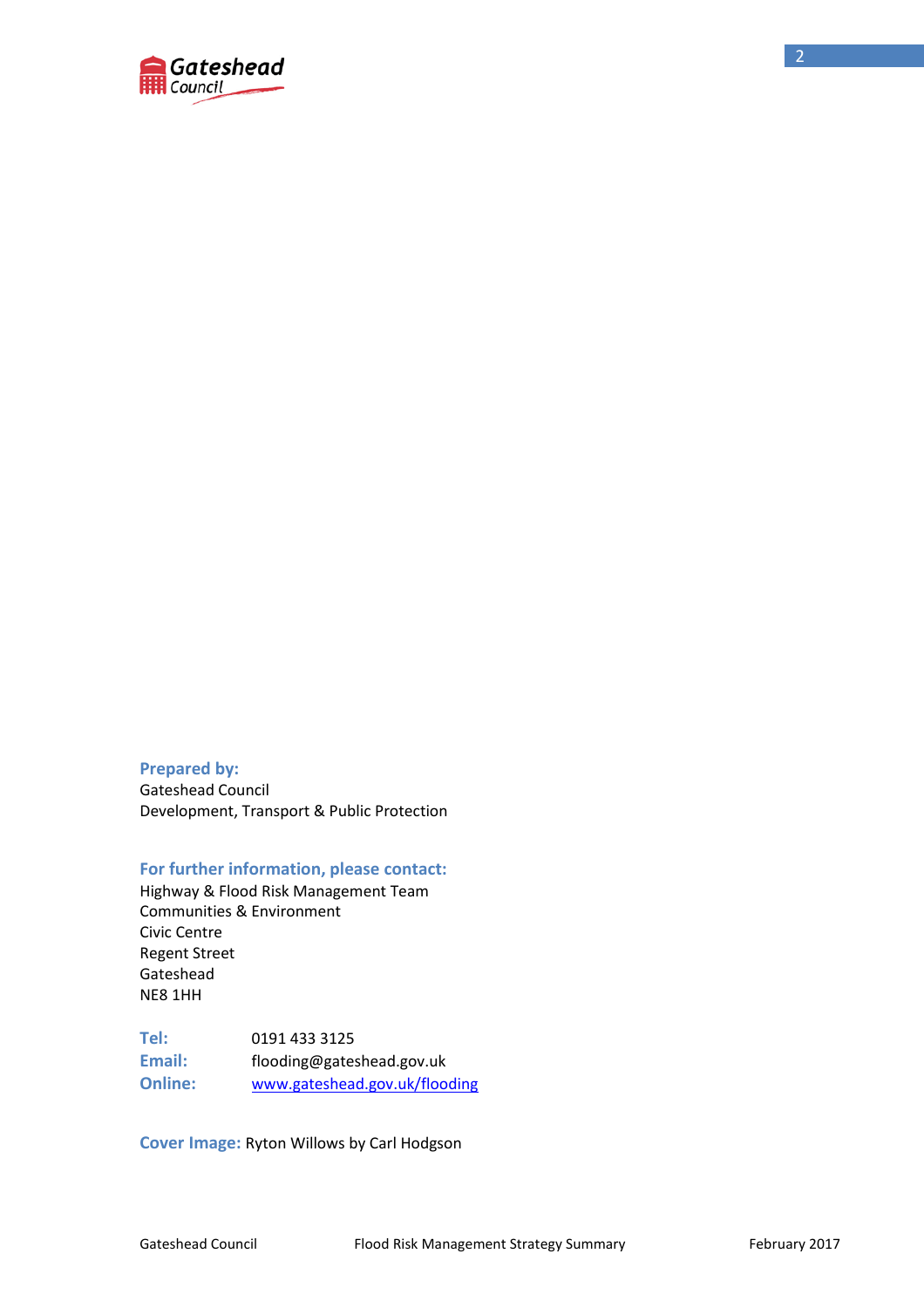**Prepared by:**
Gateshead Council
Development, Transport & Public Protection

**For further information, please contact:**
Highway & Flood Risk Management Team
Communities & Environment
Civic Centre
Regent Street
Gateshead
NE8 1HH

| | |
|---|---|
| **Tel:** | 0191 433 3125 |
| **Email:** | flooding@gateshead.gov.uk |
| **Online:** | [www.gateshead.gov.uk/flooding](http://www.gateshead.gov.uk/flooding) |

**Cover Image:** Ryton Willows by Carl Hodgson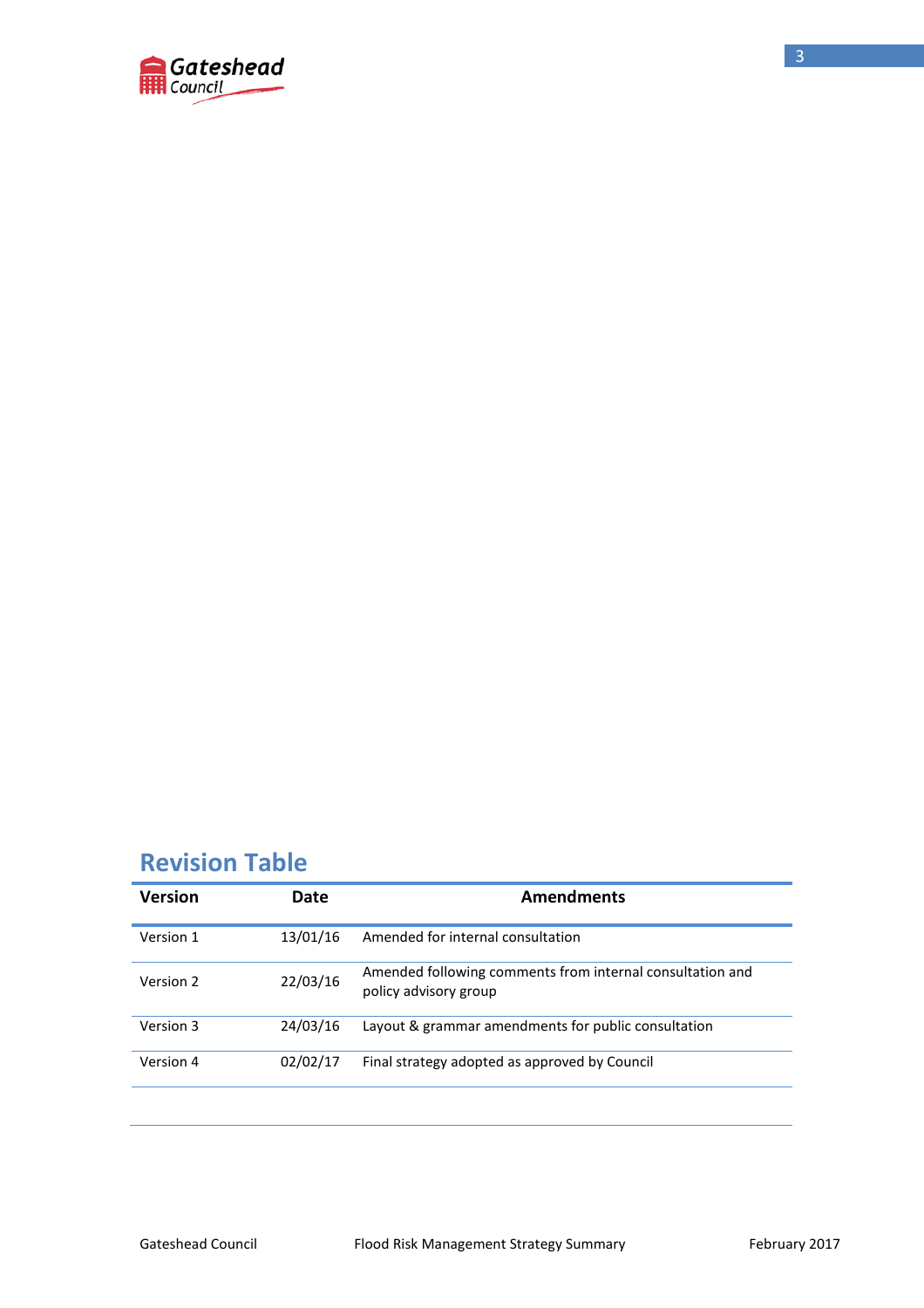## Revision Table

| Version | Date | Amendments |
|---|---|---|
| Version 1 | 13/01/16 | Amended for internal consultation |
| Version 2 | 22/03/16 | Amended following comments from internal consultation and policy advisory group |
| Version 3 | 24/03/16 | Layout & grammar amendments for public consultation |
| Version 4 | 02/02/17 | Final strategy adopted as approved by Council |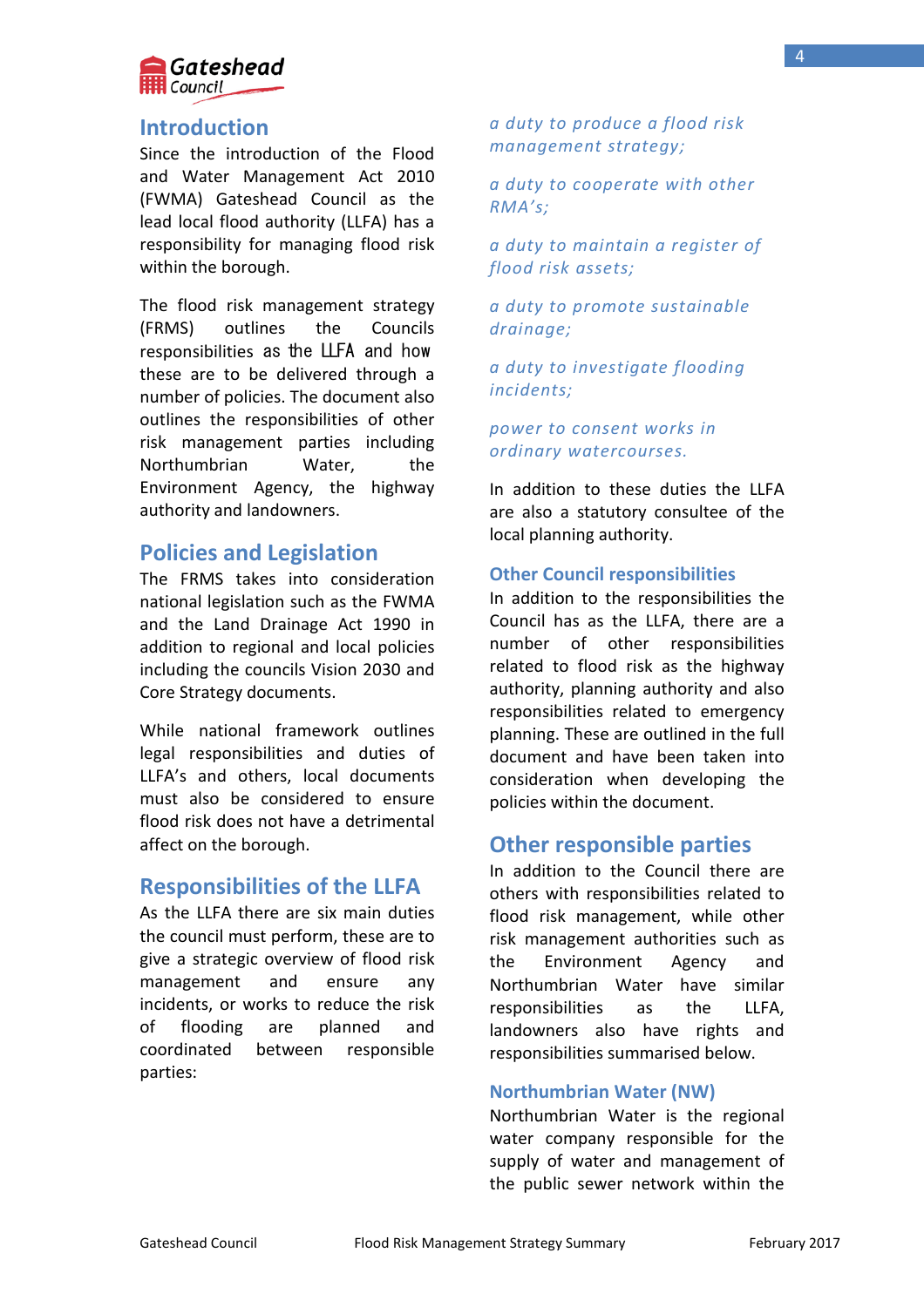## Introduction

Since the introduction of the Flood and Water Management Act 2010 (FWMA) Gateshead Council as the lead local flood authority (LLFA) has a responsibility for managing flood risk within the borough.

The flood risk management strategy (FRMS) outlines the Councils responsibilities as the LLFA and how these are to be delivered through a number of policies. The document also outlines the responsibilities of other risk management parties including Northumbrian Water, the Environment Agency, the highway authority and landowners.

## Policies and Legislation

The FRMS takes into consideration national legislation such as the FWMA and the Land Drainage Act 1990 in addition to regional and local policies including the councils Vision 2030 and Core Strategy documents.

While national framework outlines legal responsibilities and duties of LLFA's and others, local documents must also be considered to ensure flood risk does not have a detrimental affect on the borough.

## Responsibilities of the LLFA

As the LLFA there are six main duties the council must perform, these are to give a strategic overview of flood risk management and ensure any incidents, or works to reduce the risk of flooding are planned and coordinated between responsible parties:

*a duty to produce a flood risk management strategy;*

*a duty to cooperate with other RMA's;*

*a duty to maintain a register of flood risk assets;*

*a duty to promote sustainable drainage;*

*a duty to investigate flooding incidents;*

*power to consent works in ordinary watercourses.*

In addition to these duties the LLFA are also a statutory consultee of the local planning authority.

### Other Council responsibilities

In addition to the responsibilities the Council has as the LLFA, there are a number of other responsibilities related to flood risk as the highway authority, planning authority and also responsibilities related to emergency planning. These are outlined in the full document and have been taken into consideration when developing the policies within the document.

## Other responsible parties

In addition to the Council there are others with responsibilities related to flood risk management, while other risk management authorities such as the Environment Agency and Northumbrian Water have similar responsibilities as the LLFA, landowners also have rights and responsibilities summarised below.

### Northumbrian Water (NW)

Northumbrian Water is the regional water company responsible for the supply of water and management of the public sewer network within the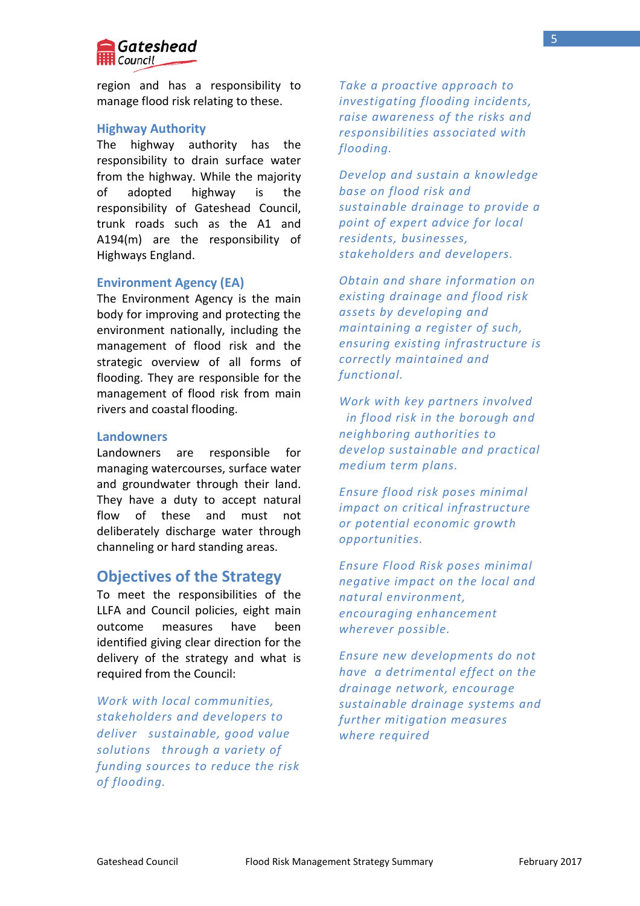region and has a responsibility to manage flood risk relating to these.

### Highway Authority

The highway authority has the responsibility to drain surface water from the highway. While the majority of adopted highway is the responsibility of Gateshead Council, trunk roads such as the A1 and A194(m) are the responsibility of Highways England.

### Environment Agency (EA)

The Environment Agency is the main body for improving and protecting the environment nationally, including the management of flood risk and the strategic overview of all forms of flooding. They are responsible for the management of flood risk from main rivers and coastal flooding.

### Landowners

Landowners are responsible for managing watercourses, surface water and groundwater through their land. They have a duty to accept natural flow of these and must not deliberately discharge water through channeling or hard standing areas.

## Objectives of the Strategy

To meet the responsibilities of the LLFA and Council policies, eight main outcome measures have been identified giving clear direction for the delivery of the strategy and what is required from the Council:

*Work with local communities, stakeholders and developers to deliver sustainable, good value solutions through a variety of funding sources to reduce the risk of flooding.*

*Take a proactive approach to investigating flooding incidents, raise awareness of the risks and responsibilities associated with flooding.*

*Develop and sustain a knowledge base on flood risk and sustainable drainage to provide a point of expert advice for local residents, businesses, stakeholders and developers.*

*Obtain and share information on existing drainage and flood risk assets by developing and maintaining a register of such, ensuring existing infrastructure is correctly maintained and functional.*

*Work with key partners involved in flood risk in the borough and neighboring authorities to develop sustainable and practical medium term plans.*

*Ensure flood risk poses minimal impact on critical infrastructure or potential economic growth opportunities.*

*Ensure Flood Risk poses minimal negative impact on the local and natural environment, encouraging enhancement wherever possible.*

*Ensure new developments do not have a detrimental effect on the drainage network, encourage sustainable drainage systems and further mitigation measures where required*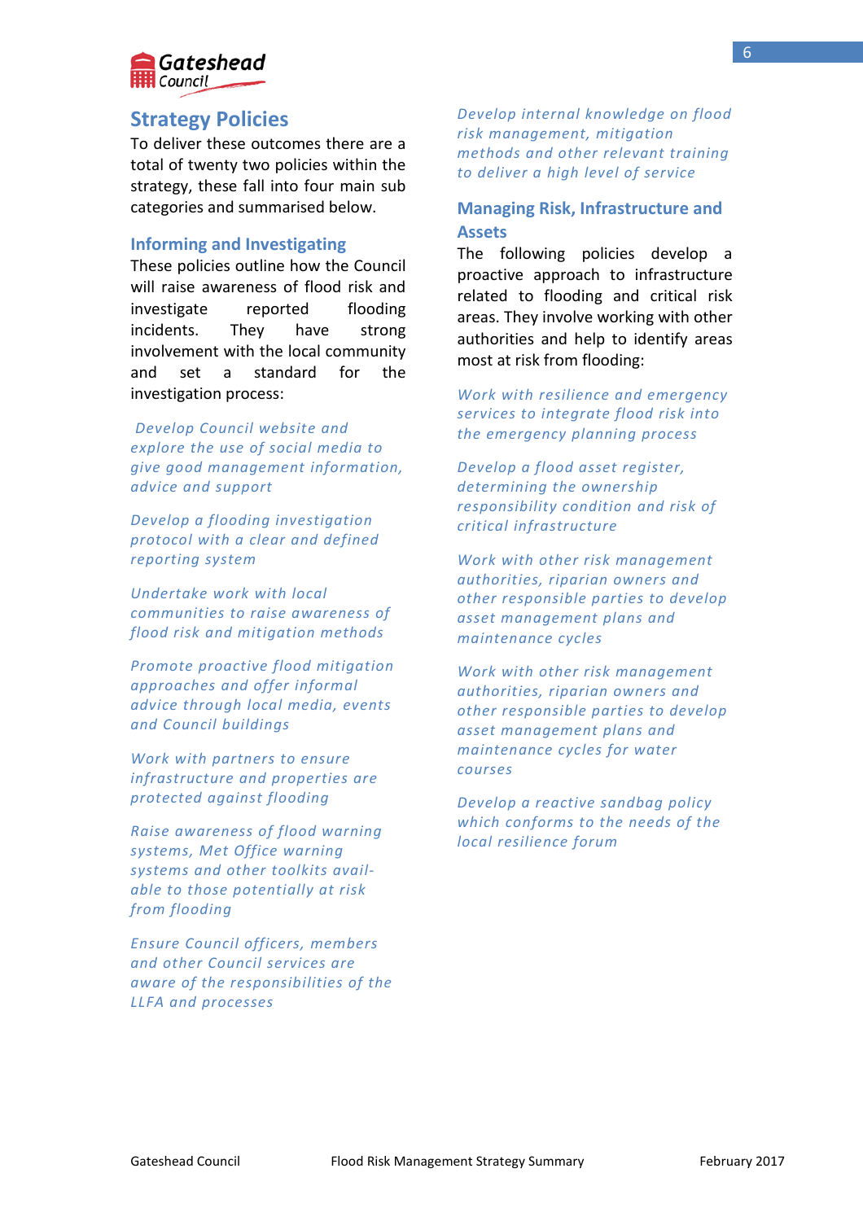## Strategy Policies

To deliver these outcomes there are a total of twenty two policies within the strategy, these fall into four main sub categories and summarised below.

### Informing and Investigating

These policies outline how the Council will raise awareness of flood risk and investigate reported flooding incidents. They have strong involvement with the local community and set a standard for the investigation process:

*Develop Council website and explore the use of social media to give good management information, advice and support*

*Develop a flooding investigation protocol with a clear and defined reporting system*

*Undertake work with local communities to raise awareness of flood risk and mitigation methods*

*Promote proactive flood mitigation approaches and offer informal advice through local media, events and Council buildings*

*Work with partners to ensure infrastructure and properties are protected against flooding*

*Raise awareness of flood warning systems, Met Office warning systems and other toolkits available to those potentially at risk from flooding*

*Ensure Council officers, members and other Council services are aware of the responsibilities of the LLFA and processes*

*Develop internal knowledge on flood risk management, mitigation methods and other relevant training to deliver a high level of service*

### Managing Risk, Infrastructure and Assets

The following policies develop a proactive approach to infrastructure related to flooding and critical risk areas. They involve working with other authorities and help to identify areas most at risk from flooding:

*Work with resilience and emergency services to integrate flood risk into the emergency planning process*

*Develop a flood asset register, determining the ownership responsibility condition and risk of critical infrastructure*

*Work with other risk management authorities, riparian owners and other responsible parties to develop asset management plans and maintenance cycles*

*Work with other risk management authorities, riparian owners and other responsible parties to develop asset management plans and maintenance cycles for water courses*

*Develop a reactive sandbag policy which conforms to the needs of the local resilience forum*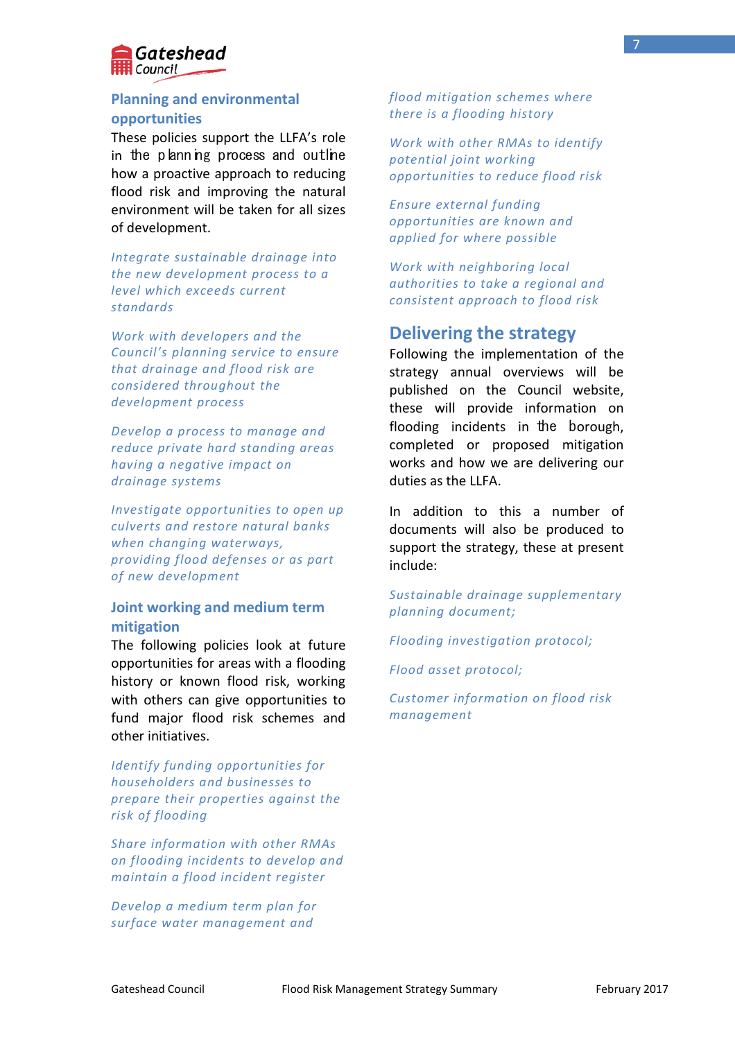## Planning and environmental opportunities

These policies support the LLFA's role in the planning process and outline how a proactive approach to reducing flood risk and improving the natural environment will be taken for all sizes of development.

*Integrate sustainable drainage into the new development process to a level which exceeds current standards*

*Work with developers and the Council's planning service to ensure that drainage and flood risk are considered throughout the development process*

*Develop a process to manage and reduce private hard standing areas having a negative impact on drainage systems*

*Investigate opportunities to open up culverts and restore natural banks when changing waterways, providing flood defenses or as part of new development*

## Joint working and medium term mitigation

The following policies look at future opportunities for areas with a flooding history or known flood risk, working with others can give opportunities to fund major flood risk schemes and other initiatives.

*Identify funding opportunities for householders and businesses to prepare their properties against the risk of flooding*

*Share information with other RMAs on flooding incidents to develop and maintain a flood incident register*

*Develop a medium term plan for surface water management and flood mitigation schemes where there is a flooding history*

*Work with other RMAs to identify potential joint working opportunities to reduce flood risk*

*Ensure external funding opportunities are known and applied for where possible*

*Work with neighboring local authorities to take a regional and consistent approach to flood risk*

## Delivering the strategy

Following the implementation of the strategy annual overviews will be published on the Council website, these will provide information on flooding incidents in the borough, completed or proposed mitigation works and how we are delivering our duties as the LLFA.

In addition to this a number of documents will also be produced to support the strategy, these at present include:

*Sustainable drainage supplementary planning document;*

*Flooding investigation protocol;*

*Flood asset protocol;*

*Customer information on flood risk management*